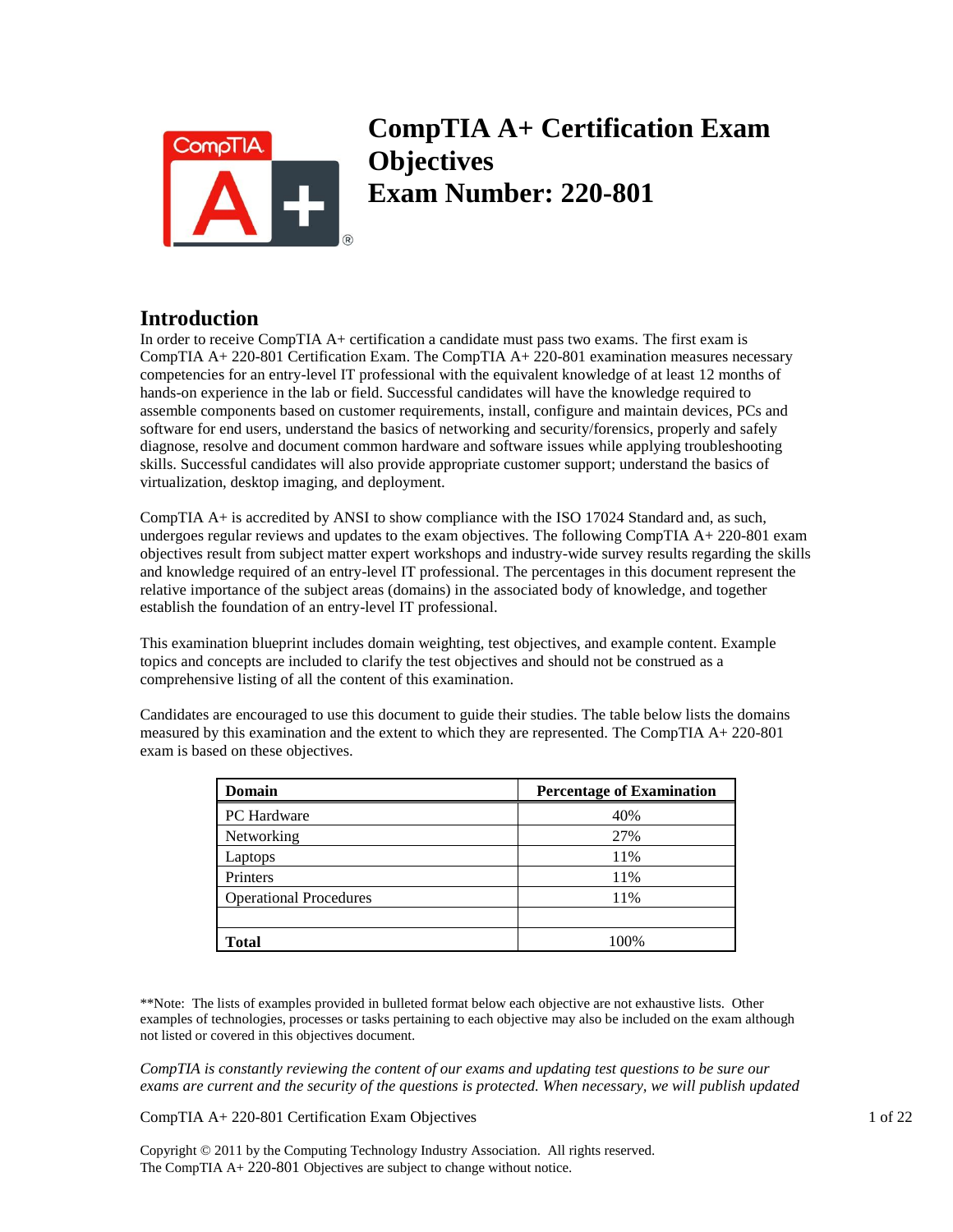# CompTIA A+ Certification Exam Objectives
# Exam Number: 220-801

## Introduction

In order to receive CompTIA A+ certification a candidate must pass two exams. The first exam is CompTIA A+ 220-801 Certification Exam. The CompTIA A+ 220-801 examination measures necessary competencies for an entry-level IT professional with the equivalent knowledge of at least 12 months of hands-on experience in the lab or field. Successful candidates will have the knowledge required to assemble components based on customer requirements, install, configure and maintain devices, PCs and software for end users, understand the basics of networking and security/forensics, properly and safely diagnose, resolve and document common hardware and software issues while applying troubleshooting skills. Successful candidates will also provide appropriate customer support; understand the basics of virtualization, desktop imaging, and deployment.

CompTIA A+ is accredited by ANSI to show compliance with the ISO 17024 Standard and, as such, undergoes regular reviews and updates to the exam objectives. The following CompTIA A+ 220-801 exam objectives result from subject matter expert workshops and industry-wide survey results regarding the skills and knowledge required of an entry-level IT professional. The percentages in this document represent the relative importance of the subject areas (domains) in the associated body of knowledge, and together establish the foundation of an entry-level IT professional.

This examination blueprint includes domain weighting, test objectives, and example content. Example topics and concepts are included to clarify the test objectives and should not be construed as a comprehensive listing of all the content of this examination.

Candidates are encouraged to use this document to guide their studies. The table below lists the domains measured by this examination and the extent to which they are represented. The CompTIA A+ 220-801 exam is based on these objectives.

| **Domain** | **Percentage of Examination** |
|---|---|
| PC Hardware | 40% |
| Networking | 27% |
| Laptops | 11% |
| Printers | 11% |
| Operational Procedures | 11% |
| | |
| **Total** | 100% |

**Note: The lists of examples provided in bulleted format below each objective are not exhaustive lists. Other examples of technologies, processes or tasks pertaining to each objective may also be included on the exam although not listed or covered in this objectives document.

*CompTIA is constantly reviewing the content of our exams and updating test questions to be sure our exams are current and the security of the questions is protected. When necessary, we will publish updated*

Copyright © 2011 by the Computing Technology Industry Association. All rights reserved.
The CompTIA A+ 220-801 Objectives are subject to change without notice.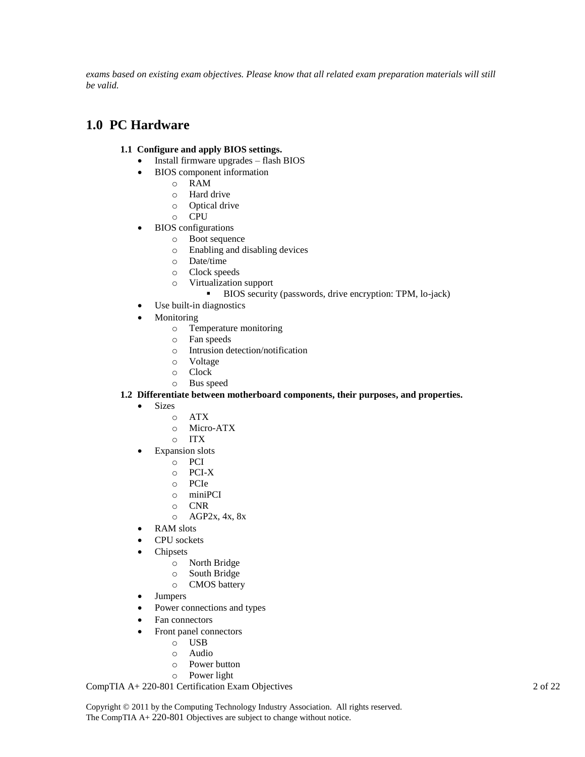*exams based on existing exam objectives. Please know that all related exam preparation materials will still be valid.*

## 1.0 PC Hardware

**1.1 Configure and apply BIOS settings.**

- Install firmware upgrades – flash BIOS
- BIOS component information
  - RAM
  - Hard drive
  - Optical drive
  - CPU
- BIOS configurations
  - Boot sequence
  - Enabling and disabling devices
  - Date/time
  - Clock speeds
  - Virtualization support
    - BIOS security (passwords, drive encryption: TPM, lo-jack)
- Use built-in diagnostics
- Monitoring
  - Temperature monitoring
  - Fan speeds
  - Intrusion detection/notification
  - Voltage
  - Clock
  - Bus speed

**1.2 Differentiate between motherboard components, their purposes, and properties.**

- Sizes
  - ATX
  - Micro-ATX
  - ITX
- Expansion slots
  - PCI
  - PCI-X
  - PCIe
  - miniPCI
  - CNR
  - AGP2x, 4x, 8x
- RAM slots
- CPU sockets
- Chipsets
  - North Bridge
  - South Bridge
  - CMOS battery
- Jumpers
- Power connections and types
- Fan connectors
- Front panel connectors
  - USB
  - Audio
  - Power button
  - Power light

Copyright © 2011 by the Computing Technology Industry Association. All rights reserved.
The CompTIA A+ 220-801 Objectives are subject to change without notice.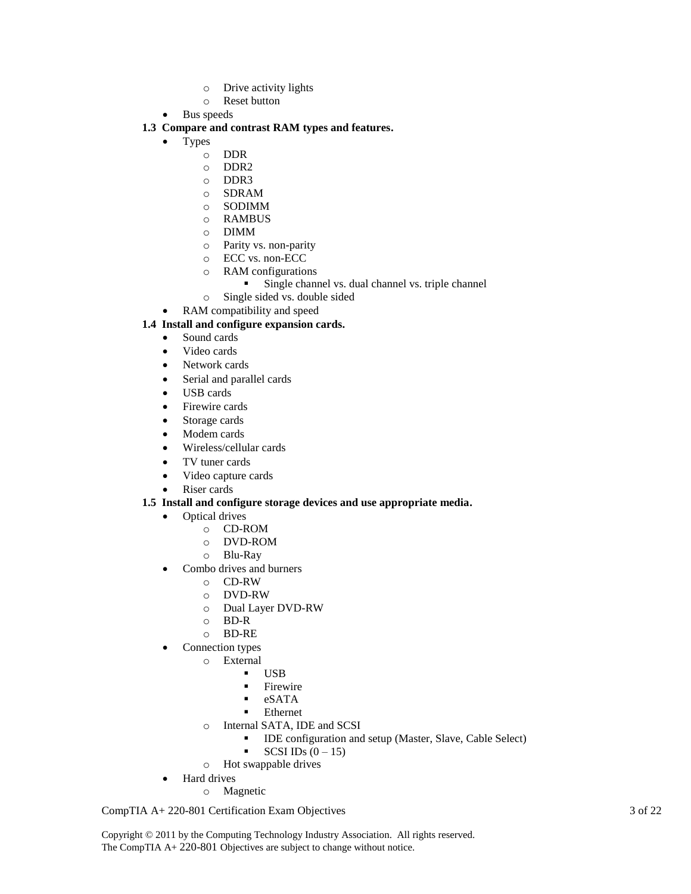- Drive activity lights
    - Reset button
- Bus speeds

**1.3 Compare and contrast RAM types and features.**

- Types
    - DDR
    - DDR2
    - DDR3
    - SDRAM
    - SODIMM
    - RAMBUS
    - DIMM
    - Parity vs. non-parity
    - ECC vs. non-ECC
    - RAM configurations
        - Single channel vs. dual channel vs. triple channel
    - Single sided vs. double sided
- RAM compatibility and speed

**1.4 Install and configure expansion cards.**

- Sound cards
- Video cards
- Network cards
- Serial and parallel cards
- USB cards
- Firewire cards
- Storage cards
- Modem cards
- Wireless/cellular cards
- TV tuner cards
- Video capture cards
- Riser cards

**1.5 Install and configure storage devices and use appropriate media.**

- Optical drives
    - CD-ROM
    - DVD-ROM
    - Blu-Ray
- Combo drives and burners
    - CD-RW
    - DVD-RW
    - Dual Layer DVD-RW
    - BD-R
    - BD-RE
- Connection types
    - External
        - USB
        - Firewire
        - eSATA
        - Ethernet
    - Internal SATA, IDE and SCSI
        - IDE configuration and setup (Master, Slave, Cable Select)
        - SCSI IDs (0 – 15)
    - Hot swappable drives
- Hard drives
    - Magnetic

Copyright © 2011 by the Computing Technology Industry Association. All rights reserved.
The CompTIA A+ 220-801 Objectives are subject to change without notice.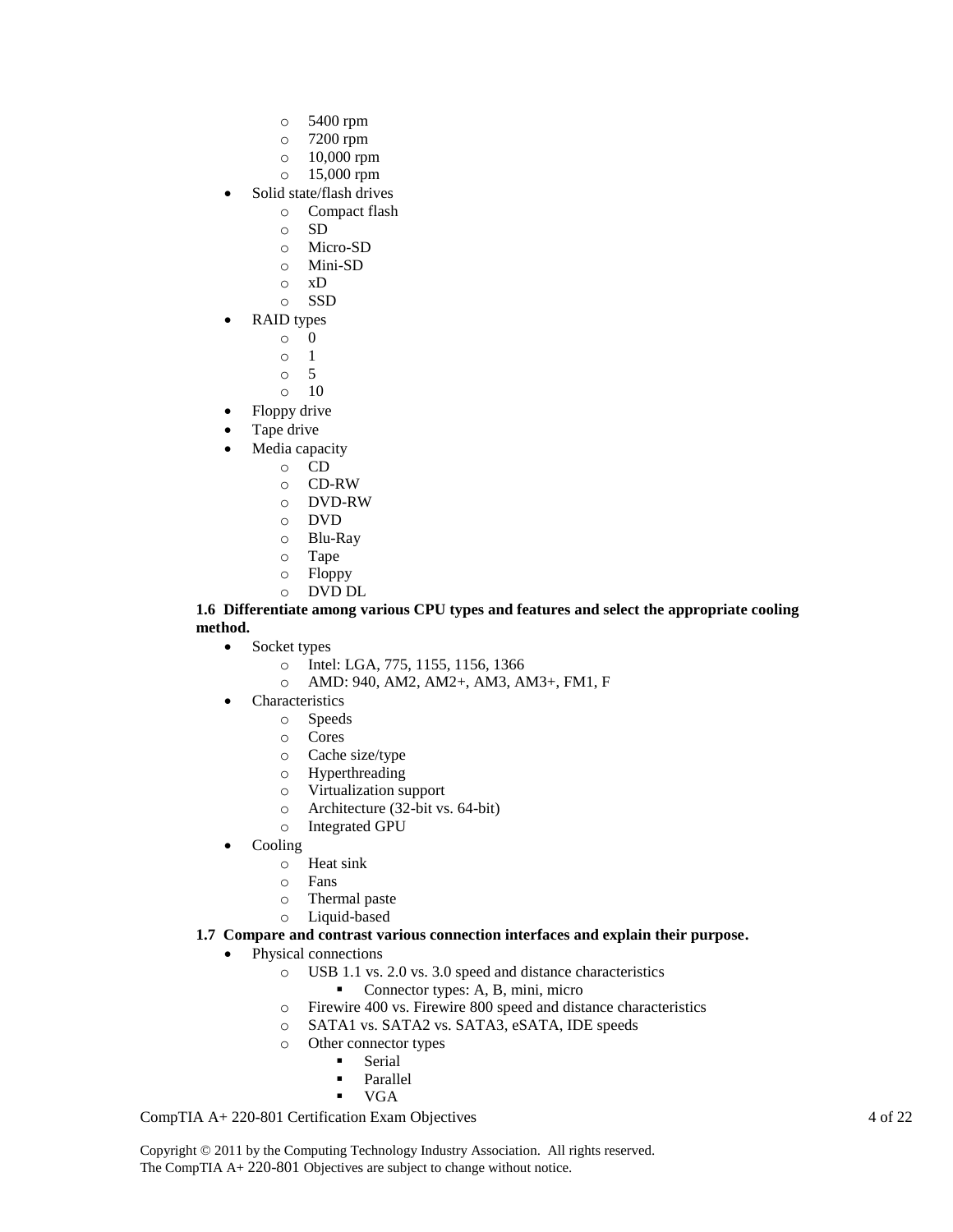- 5400 rpm
  - 7200 rpm
  - 10,000 rpm
  - 15,000 rpm
- Solid state/flash drives
  - Compact flash
  - SD
  - Micro-SD
  - Mini-SD
  - xD
  - SSD
- RAID types
  - 0
  - 1
  - 5
  - 10
- Floppy drive
- Tape drive
- Media capacity
  - CD
  - CD-RW
  - DVD-RW
  - DVD
  - Blu-Ray
  - Tape
  - Floppy
  - DVD DL

**1.6 Differentiate among various CPU types and features and select the appropriate cooling method.**

- Socket types
  - Intel: LGA, 775, 1155, 1156, 1366
  - AMD: 940, AM2, AM2+, AM3, AM3+, FM1, F
- Characteristics
  - Speeds
  - Cores
  - Cache size/type
  - Hyperthreading
  - Virtualization support
  - Architecture (32-bit vs. 64-bit)
  - Integrated GPU
- Cooling
  - Heat sink
  - Fans
  - Thermal paste
  - Liquid-based

**1.7 Compare and contrast various connection interfaces and explain their purpose.**

- Physical connections
  - USB 1.1 vs. 2.0 vs. 3.0 speed and distance characteristics
    - Connector types: A, B, mini, micro
  - Firewire 400 vs. Firewire 800 speed and distance characteristics
  - SATA1 vs. SATA2 vs. SATA3, eSATA, IDE speeds
  - Other connector types
    - Serial
    - Parallel
    - VGA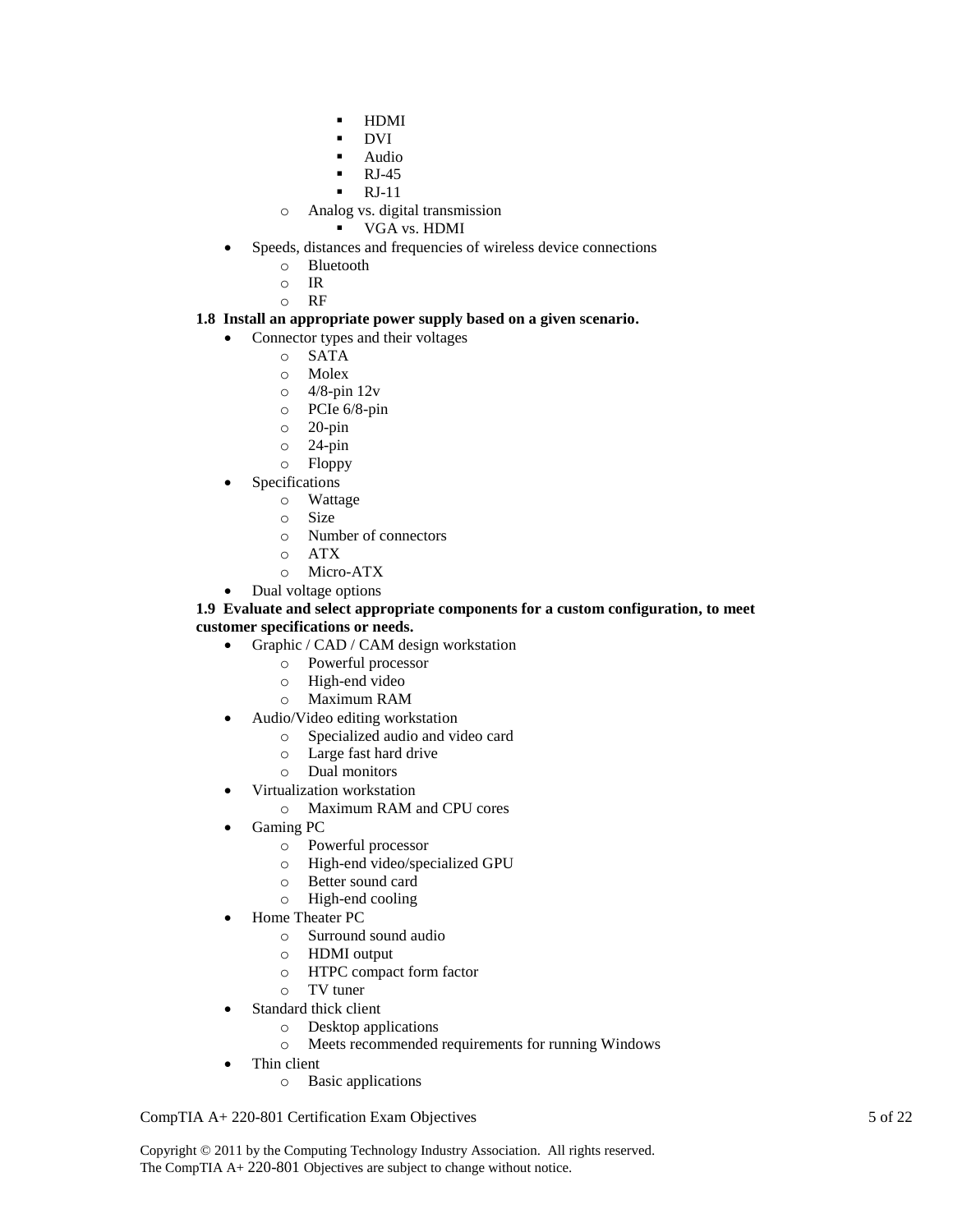- HDMI
        - DVI
        - Audio
        - RJ-45
        - RJ-11
    - Analog vs. digital transmission
        - VGA vs. HDMI
- Speeds, distances and frequencies of wireless device connections
    - Bluetooth
    - IR
    - RF

**1.8 Install an appropriate power supply based on a given scenario.**

- Connector types and their voltages
    - SATA
    - Molex
    - 4/8-pin 12v
    - PCIe 6/8-pin
    - 20-pin
    - 24-pin
    - Floppy
- Specifications
    - Wattage
    - Size
    - Number of connectors
    - ATX
    - Micro-ATX
- Dual voltage options

**1.9 Evaluate and select appropriate components for a custom configuration, to meet customer specifications or needs.**

- Graphic / CAD / CAM design workstation
    - Powerful processor
    - High-end video
    - Maximum RAM
- Audio/Video editing workstation
    - Specialized audio and video card
    - Large fast hard drive
    - Dual monitors
- Virtualization workstation
    - Maximum RAM and CPU cores
- Gaming PC
    - Powerful processor
    - High-end video/specialized GPU
    - Better sound card
    - High-end cooling
- Home Theater PC
    - Surround sound audio
    - HDMI output
    - HTPC compact form factor
    - TV tuner
- Standard thick client
    - Desktop applications
    - Meets recommended requirements for running Windows
- Thin client
    - Basic applications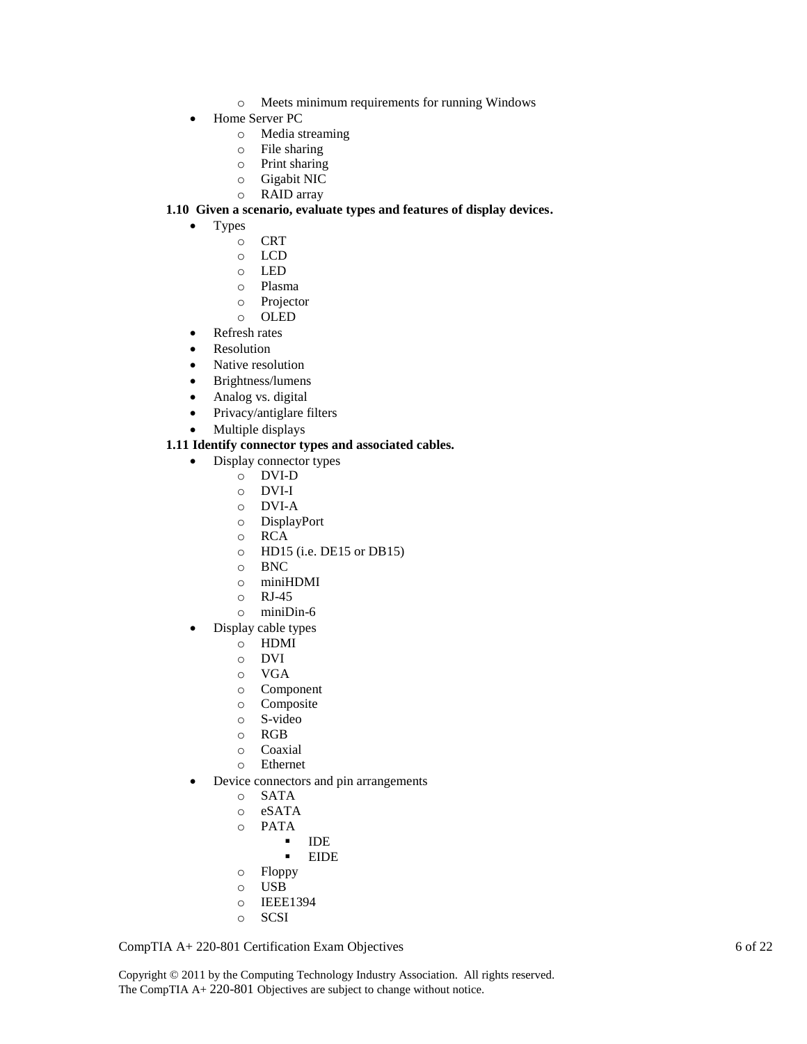- Meets minimum requirements for running Windows
- Home Server PC
  - Media streaming
  - File sharing
  - Print sharing
  - Gigabit NIC
  - RAID array

**1.10 Given a scenario, evaluate types and features of display devices.**

- Types
  - CRT
  - LCD
  - LED
  - Plasma
  - Projector
  - OLED
- Refresh rates
- Resolution
- Native resolution
- Brightness/lumens
- Analog vs. digital
- Privacy/antiglare filters
- Multiple displays

**1.11 Identify connector types and associated cables.**

- Display connector types
  - DVI-D
  - DVI-I
  - DVI-A
  - DisplayPort
  - RCA
  - HD15 (i.e. DE15 or DB15)
  - BNC
  - miniHDMI
  - RJ-45
  - miniDin-6
- Display cable types
  - HDMI
  - DVI
  - VGA
  - Component
  - Composite
  - S-video
  - RGB
  - Coaxial
  - Ethernet
- Device connectors and pin arrangements
  - SATA
  - eSATA
  - PATA
    - IDE
    - EIDE
  - Floppy
  - USB
  - IEEE1394
  - SCSI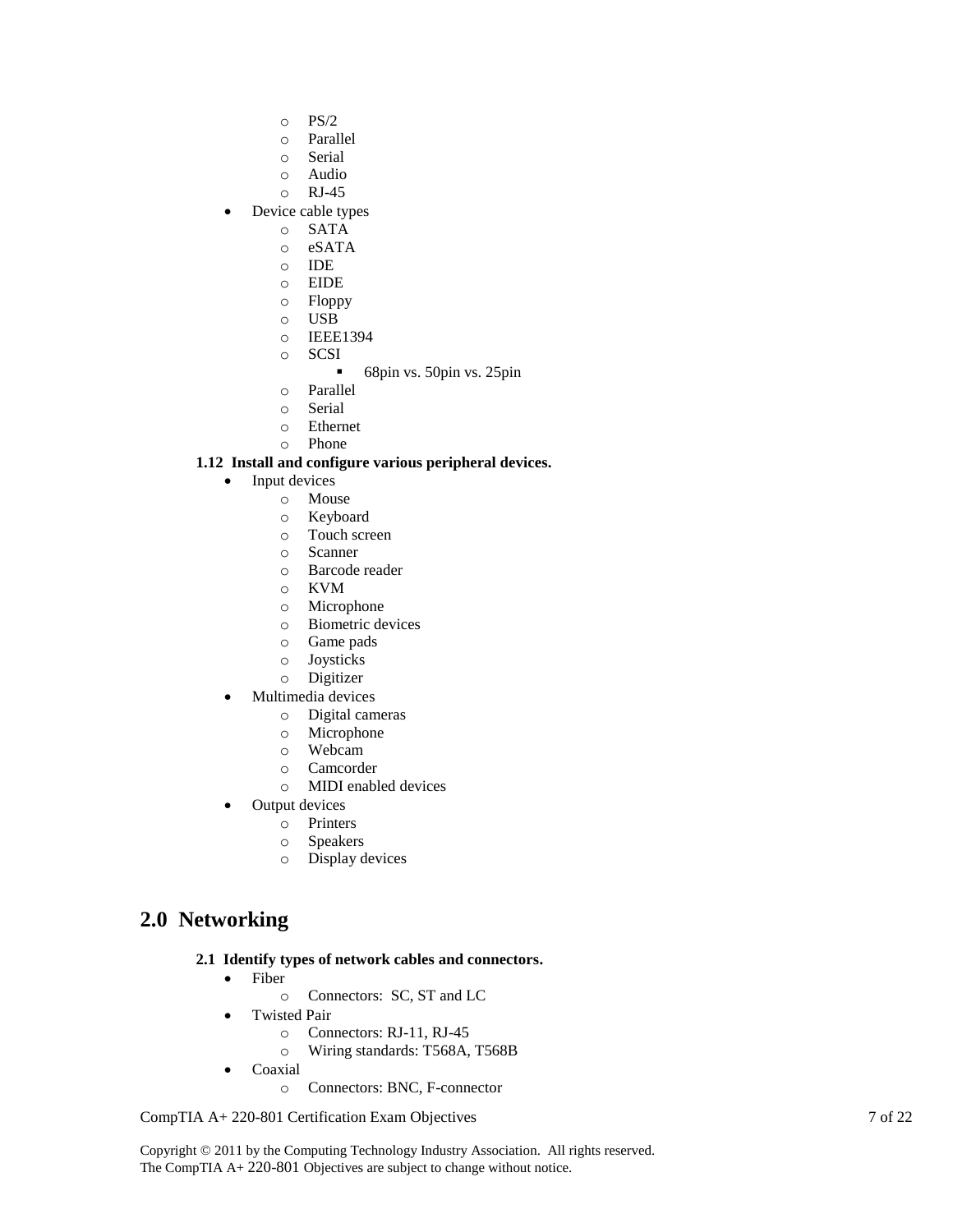- PS/2
  - Parallel
  - Serial
  - Audio
  - RJ-45
- Device cable types
  - SATA
  - eSATA
  - IDE
  - EIDE
  - Floppy
  - USB
  - IEEE1394
  - SCSI
    - 68pin vs. 50pin vs. 25pin
  - Parallel
  - Serial
  - Ethernet
  - Phone

**1.12 Install and configure various peripheral devices.**

- Input devices
  - Mouse
  - Keyboard
  - Touch screen
  - Scanner
  - Barcode reader
  - KVM
  - Microphone
  - Biometric devices
  - Game pads
  - Joysticks
  - Digitizer
- Multimedia devices
  - Digital cameras
  - Microphone
  - Webcam
  - Camcorder
  - MIDI enabled devices
- Output devices
  - Printers
  - Speakers
  - Display devices

## 2.0 Networking

**2.1 Identify types of network cables and connectors.**

- Fiber
  - Connectors: SC, ST and LC
- Twisted Pair
  - Connectors: RJ-11, RJ-45
  - Wiring standards: T568A, T568B
- Coaxial
  - Connectors: BNC, F-connector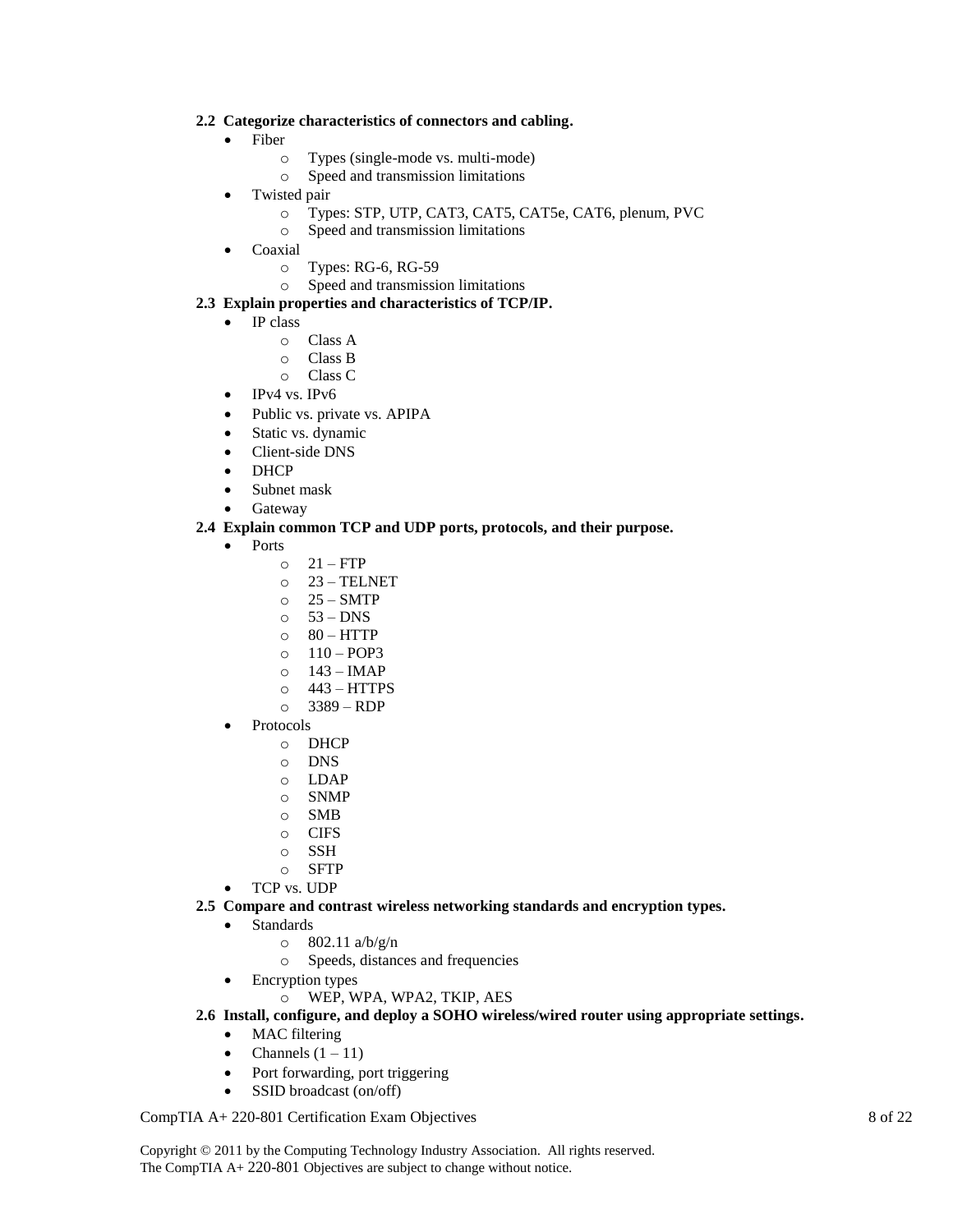**2.2 Categorize characteristics of connectors and cabling.**

- Fiber
  - Types (single-mode vs. multi-mode)
  - Speed and transmission limitations
- Twisted pair
  - Types: STP, UTP, CAT3, CAT5, CAT5e, CAT6, plenum, PVC
  - Speed and transmission limitations
- Coaxial
  - Types: RG-6, RG-59
  - Speed and transmission limitations

**2.3 Explain properties and characteristics of TCP/IP.**

- IP class
  - Class A
  - Class B
  - Class C
- IPv4 vs. IPv6
- Public vs. private vs. APIPA
- Static vs. dynamic
- Client-side DNS
- DHCP
- Subnet mask
- Gateway

**2.4 Explain common TCP and UDP ports, protocols, and their purpose.**

- Ports
  - 21 – FTP
  - 23 – TELNET
  - 25 – SMTP
  - 53 – DNS
  - 80 – HTTP
  - 110 – POP3
  - 143 – IMAP
  - 443 – HTTPS
  - 3389 – RDP
- Protocols
  - DHCP
  - DNS
  - LDAP
  - SNMP
  - SMB
  - CIFS
  - SSH
  - SFTP
- TCP vs. UDP

**2.5 Compare and contrast wireless networking standards and encryption types.**

- Standards
  - 802.11 a/b/g/n
  - Speeds, distances and frequencies
- Encryption types
  - WEP, WPA, WPA2, TKIP, AES

**2.6 Install, configure, and deploy a SOHO wireless/wired router using appropriate settings.**

- MAC filtering
- Channels (1 – 11)
- Port forwarding, port triggering
- SSID broadcast (on/off)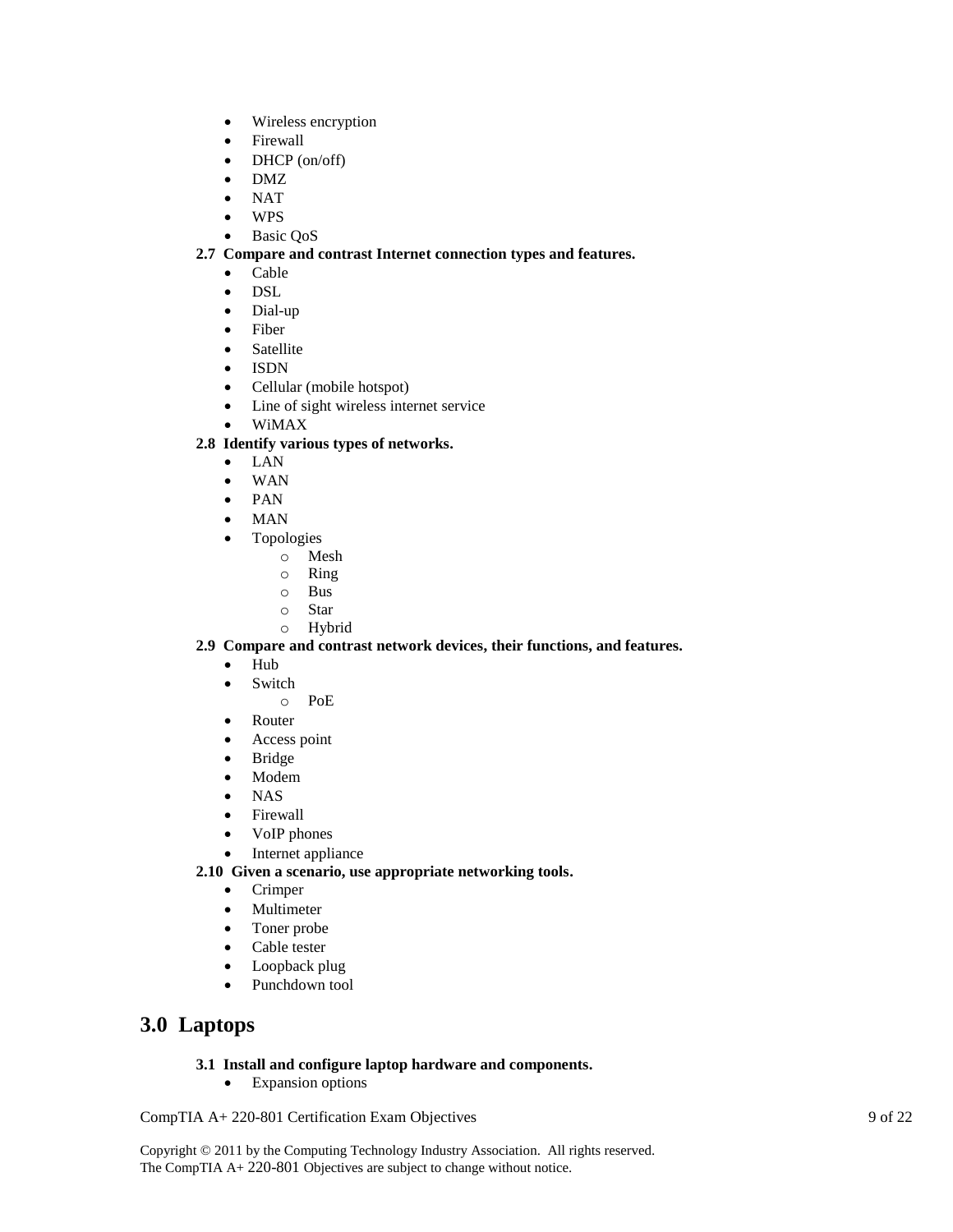- Wireless encryption
- Firewall
- DHCP (on/off)
- DMZ
- NAT
- WPS
- Basic QoS

**2.7 Compare and contrast Internet connection types and features.**

- Cable
- DSL
- Dial-up
- Fiber
- Satellite
- ISDN
- Cellular (mobile hotspot)
- Line of sight wireless internet service
- WiMAX

**2.8 Identify various types of networks.**

- LAN
- WAN
- PAN
- MAN
- Topologies
  - Mesh
  - Ring
  - Bus
  - Star
  - Hybrid

**2.9 Compare and contrast network devices, their functions, and features.**

- Hub
- Switch
  - PoE
- Router
- Access point
- Bridge
- Modem
- NAS
- Firewall
- VoIP phones
- Internet appliance

**2.10 Given a scenario, use appropriate networking tools.**

- Crimper
- Multimeter
- Toner probe
- Cable tester
- Loopback plug
- Punchdown tool

# 3.0 Laptops

**3.1 Install and configure laptop hardware and components.**

- Expansion options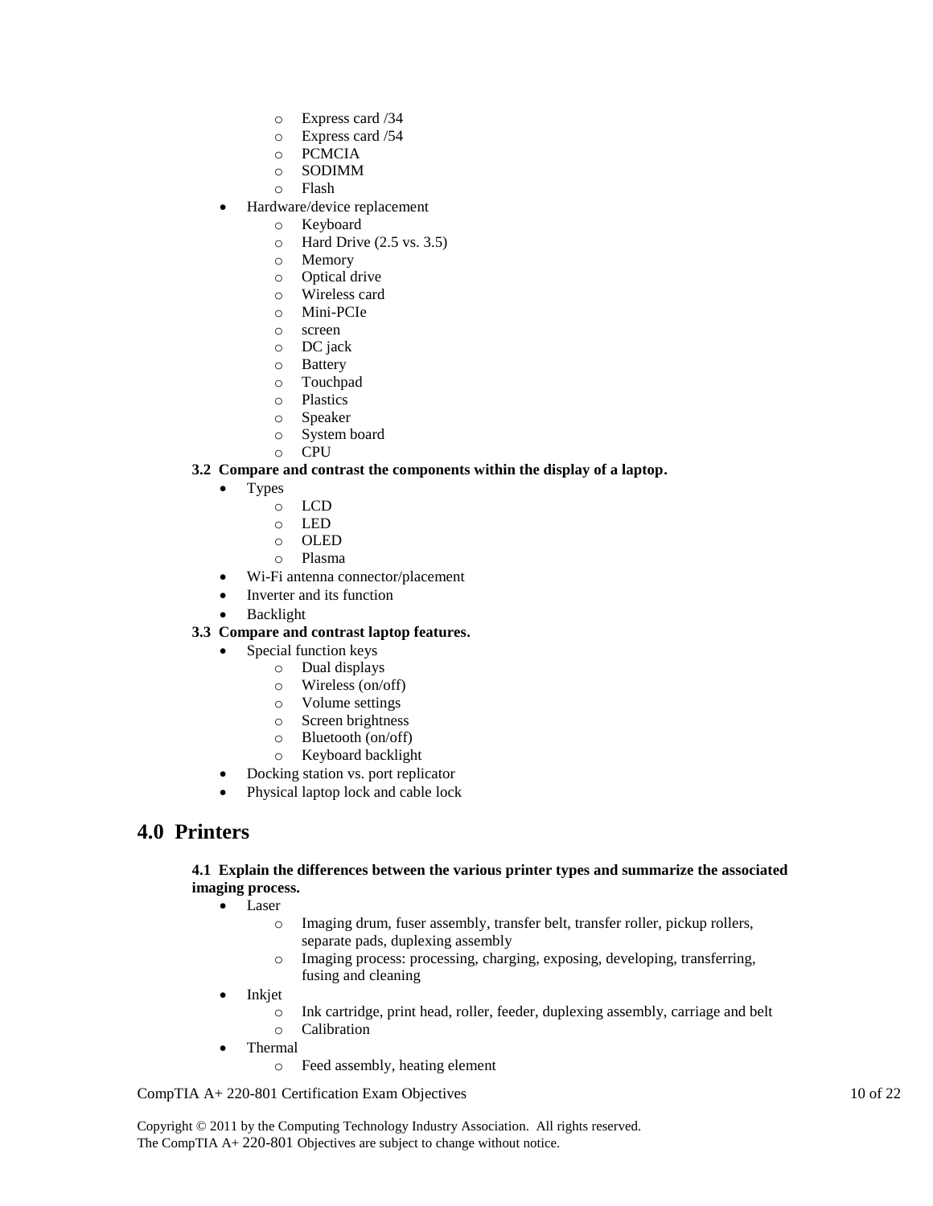- Express card /34
  - Express card /54
  - PCMCIA
  - SODIMM
  - Flash
- Hardware/device replacement
  - Keyboard
  - Hard Drive (2.5 vs. 3.5)
  - Memory
  - Optical drive
  - Wireless card
  - Mini-PCIe
  - screen
  - DC jack
  - Battery
  - Touchpad
  - Plastics
  - Speaker
  - System board
  - CPU

**3.2 Compare and contrast the components within the display of a laptop.**

- Types
  - LCD
  - LED
  - OLED
  - Plasma
- Wi-Fi antenna connector/placement
- Inverter and its function
- Backlight

**3.3 Compare and contrast laptop features.**

- Special function keys
  - Dual displays
  - Wireless (on/off)
  - Volume settings
  - Screen brightness
  - Bluetooth (on/off)
  - Keyboard backlight
- Docking station vs. port replicator
- Physical laptop lock and cable lock

## 4.0 Printers

**4.1 Explain the differences between the various printer types and summarize the associated imaging process.**

- Laser
  - Imaging drum, fuser assembly, transfer belt, transfer roller, pickup rollers, separate pads, duplexing assembly
  - Imaging process: processing, charging, exposing, developing, transferring, fusing and cleaning
- Inkjet
  - Ink cartridge, print head, roller, feeder, duplexing assembly, carriage and belt
  - Calibration
- Thermal
  - Feed assembly, heating element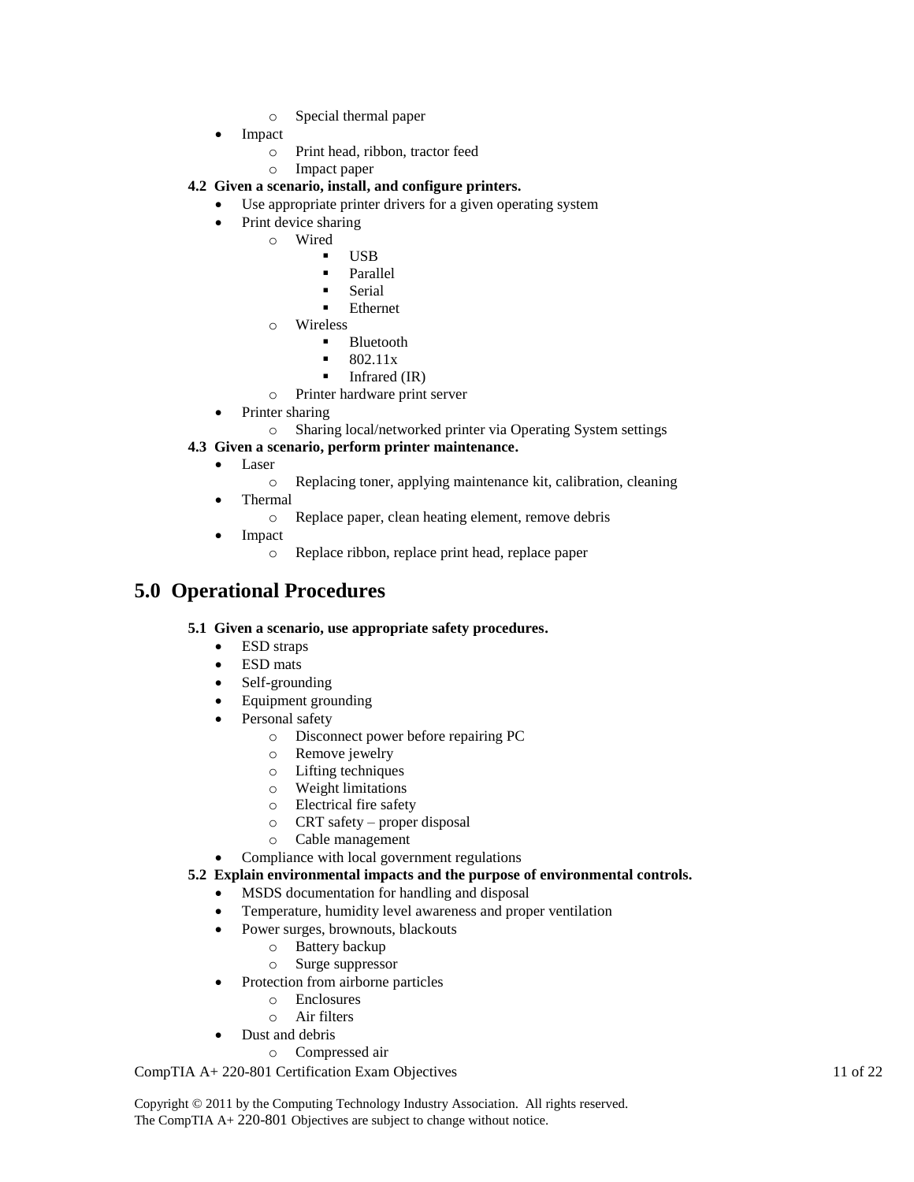- Special thermal paper
- Impact
  - Print head, ribbon, tractor feed
  - Impact paper

**4.2 Given a scenario, install, and configure printers.**

- Use appropriate printer drivers for a given operating system
- Print device sharing
  - Wired
    - USB
    - Parallel
    - Serial
    - Ethernet
  - Wireless
    - Bluetooth
    - 802.11x
    - Infrared (IR)
  - Printer hardware print server
- Printer sharing
  - Sharing local/networked printer via Operating System settings

**4.3 Given a scenario, perform printer maintenance.**

- Laser
  - Replacing toner, applying maintenance kit, calibration, cleaning
- Thermal
  - Replace paper, clean heating element, remove debris
- Impact
  - Replace ribbon, replace print head, replace paper

## 5.0 Operational Procedures

**5.1 Given a scenario, use appropriate safety procedures.**

- ESD straps
- ESD mats
- Self-grounding
- Equipment grounding
- Personal safety
  - Disconnect power before repairing PC
  - Remove jewelry
  - Lifting techniques
  - Weight limitations
  - Electrical fire safety
  - CRT safety – proper disposal
  - Cable management
- Compliance with local government regulations

**5.2 Explain environmental impacts and the purpose of environmental controls.**

- MSDS documentation for handling and disposal
- Temperature, humidity level awareness and proper ventilation
- Power surges, brownouts, blackouts
  - Battery backup
  - Surge suppressor
- Protection from airborne particles
  - Enclosures
  - Air filters
- Dust and debris
  - Compressed air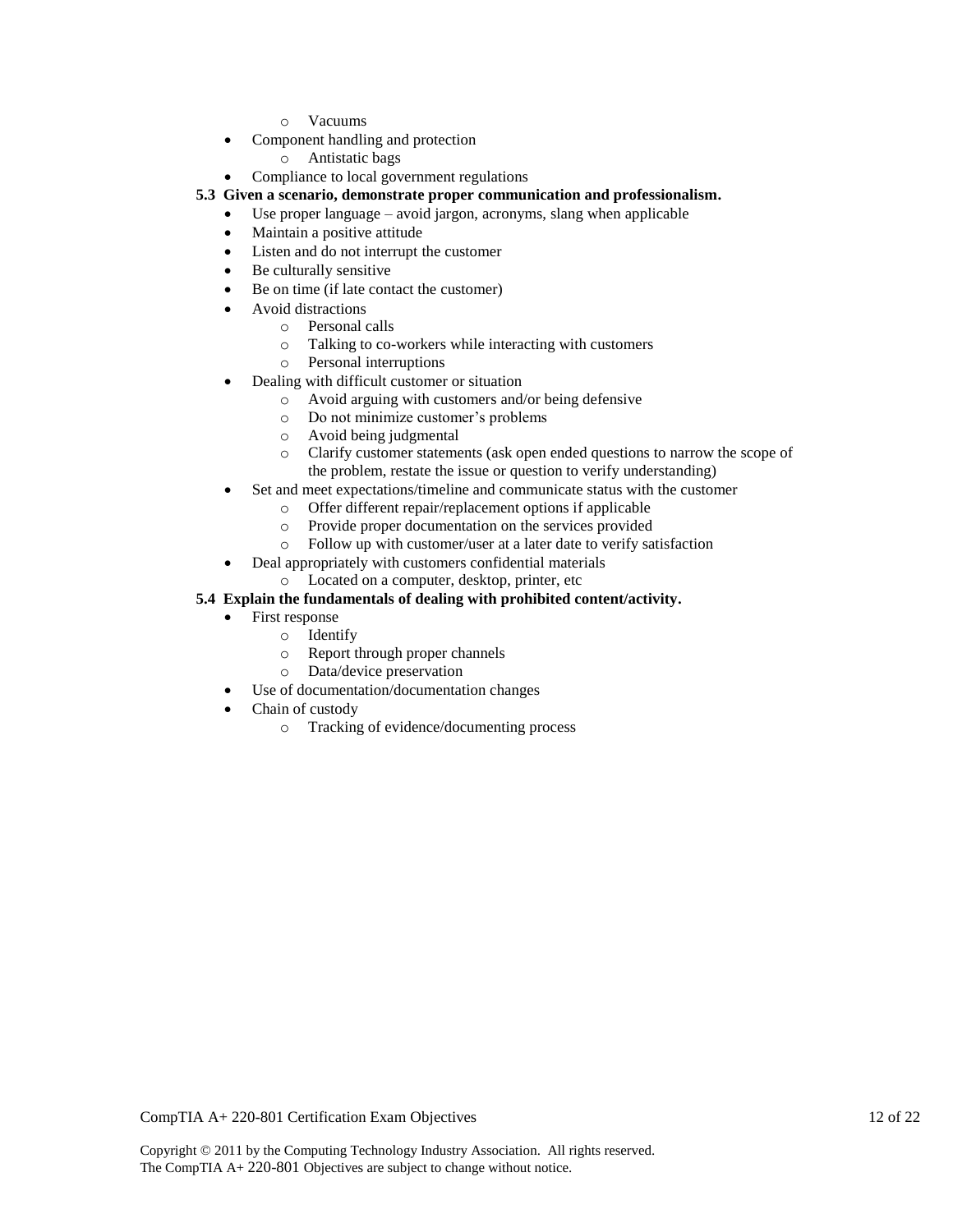- Vacuums
- Component handling and protection
  - Antistatic bags
- Compliance to local government regulations

**5.3 Given a scenario, demonstrate proper communication and professionalism.**

- Use proper language – avoid jargon, acronyms, slang when applicable
- Maintain a positive attitude
- Listen and do not interrupt the customer
- Be culturally sensitive
- Be on time (if late contact the customer)
- Avoid distractions
  - Personal calls
  - Talking to co-workers while interacting with customers
  - Personal interruptions
- Dealing with difficult customer or situation
  - Avoid arguing with customers and/or being defensive
  - Do not minimize customer's problems
  - Avoid being judgmental
  - Clarify customer statements (ask open ended questions to narrow the scope of the problem, restate the issue or question to verify understanding)
- Set and meet expectations/timeline and communicate status with the customer
  - Offer different repair/replacement options if applicable
  - Provide proper documentation on the services provided
  - Follow up with customer/user at a later date to verify satisfaction
- Deal appropriately with customers confidential materials
  - Located on a computer, desktop, printer, etc

**5.4 Explain the fundamentals of dealing with prohibited content/activity.**

- First response
  - Identify
  - Report through proper channels
  - Data/device preservation
- Use of documentation/documentation changes
- Chain of custody
  - Tracking of evidence/documenting process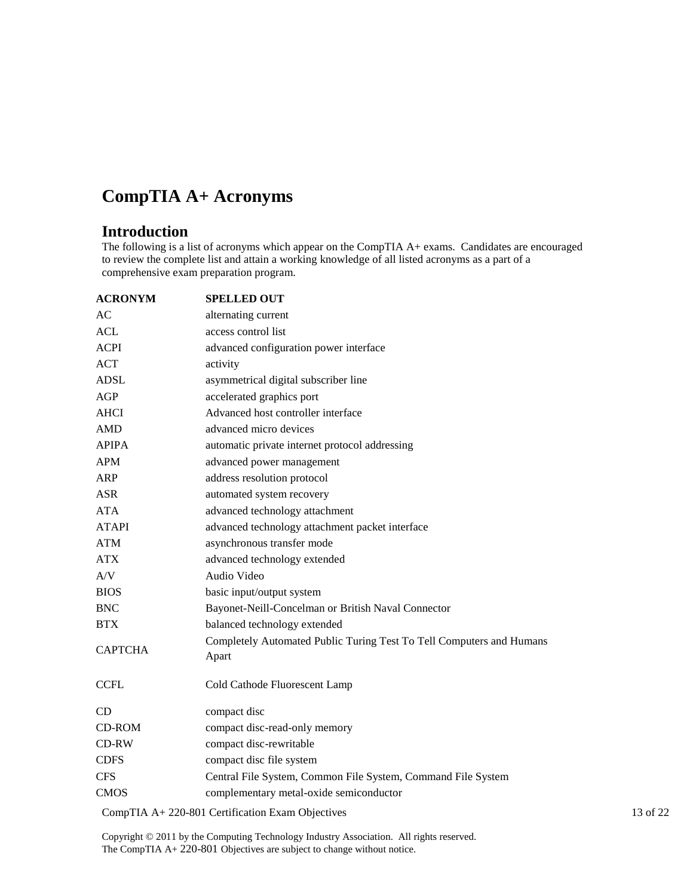# CompTIA A+ Acronyms

## Introduction

The following is a list of acronyms which appear on the CompTIA A+ exams. Candidates are encouraged to review the complete list and attain a working knowledge of all listed acronyms as a part of a comprehensive exam preparation program.

| ACRONYM | SPELLED OUT |
|---|---|
| AC | alternating current |
| ACL | access control list |
| ACPI | advanced configuration power interface |
| ACT | activity |
| ADSL | asymmetrical digital subscriber line |
| AGP | accelerated graphics port |
| AHCI | Advanced host controller interface |
| AMD | advanced micro devices |
| APIPA | automatic private internet protocol addressing |
| APM | advanced power management |
| ARP | address resolution protocol |
| ASR | automated system recovery |
| ATA | advanced technology attachment |
| ATAPI | advanced technology attachment packet interface |
| ATM | asynchronous transfer mode |
| ATX | advanced technology extended |
| A/V | Audio Video |
| BIOS | basic input/output system |
| BNC | Bayonet-Neill-Concelman or British Naval Connector |
| BTX | balanced technology extended |
| CAPTCHA | Completely Automated Public Turing Test To Tell Computers and Humans Apart |
| CCFL | Cold Cathode Fluorescent Lamp |
| CD | compact disc |
| CD-ROM | compact disc-read-only memory |
| CD-RW | compact disc-rewritable |
| CDFS | compact disc file system |
| CFS | Central File System, Common File System, Command File System |
| CMOS | complementary metal-oxide semiconductor |

Copyright © 2011 by the Computing Technology Industry Association. All rights reserved.
The CompTIA A+ 220-801 Objectives are subject to change without notice.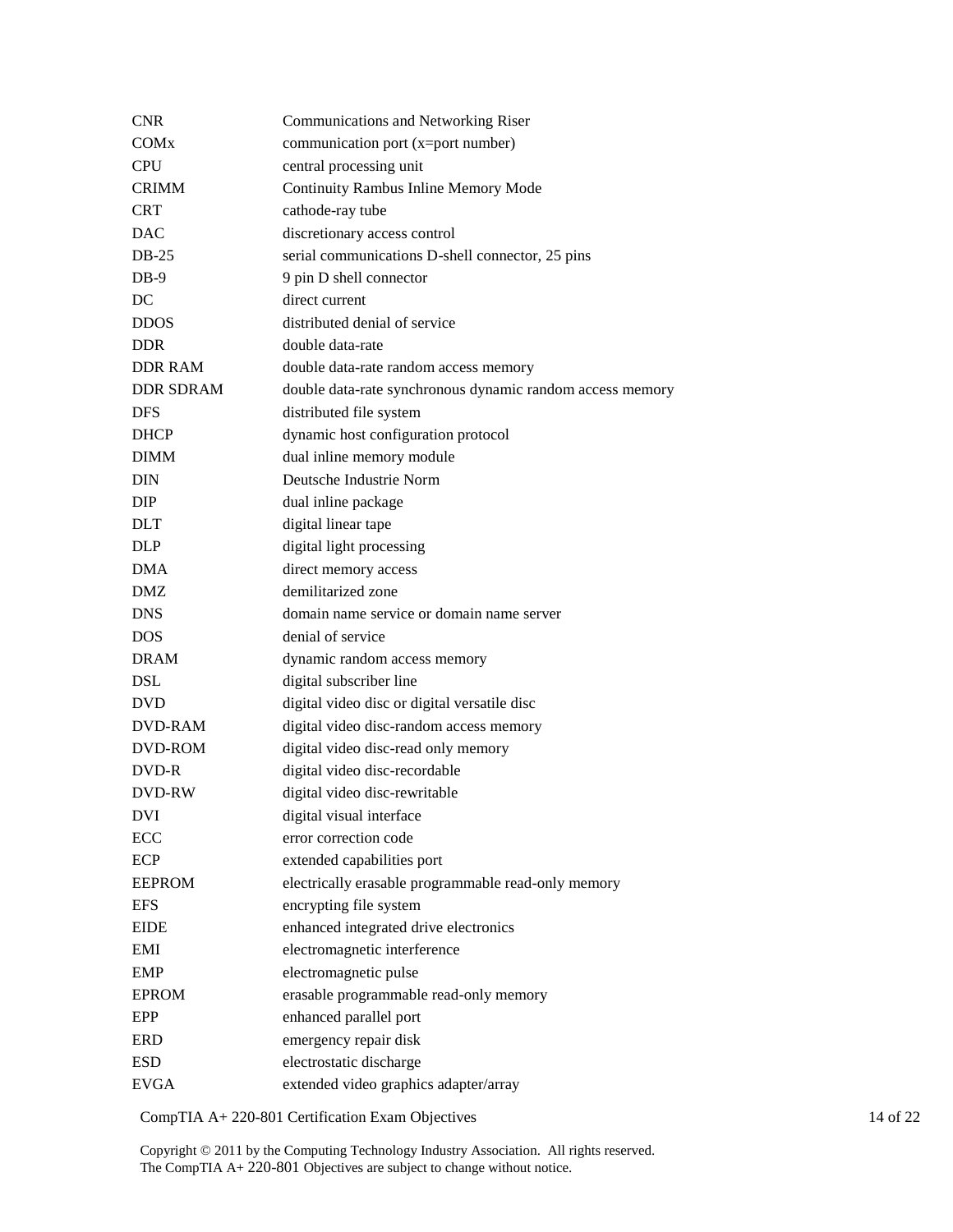| | |
|---|---|
| CNR | Communications and Networking Riser |
| COMx | communication port (x=port number) |
| CPU | central processing unit |
| CRIMM | Continuity Rambus Inline Memory Mode |
| CRT | cathode-ray tube |
| DAC | discretionary access control |
| DB-25 | serial communications D-shell connector, 25 pins |
| DB-9 | 9 pin D shell connector |
| DC | direct current |
| DDOS | distributed denial of service |
| DDR | double data-rate |
| DDR RAM | double data-rate random access memory |
| DDR SDRAM | double data-rate synchronous dynamic random access memory |
| DFS | distributed file system |
| DHCP | dynamic host configuration protocol |
| DIMM | dual inline memory module |
| DIN | Deutsche Industrie Norm |
| DIP | dual inline package |
| DLT | digital linear tape |
| DLP | digital light processing |
| DMA | direct memory access |
| DMZ | demilitarized zone |
| DNS | domain name service or domain name server |
| DOS | denial of service |
| DRAM | dynamic random access memory |
| DSL | digital subscriber line |
| DVD | digital video disc or digital versatile disc |
| DVD-RAM | digital video disc-random access memory |
| DVD-ROM | digital video disc-read only memory |
| DVD-R | digital video disc-recordable |
| DVD-RW | digital video disc-rewritable |
| DVI | digital visual interface |
| ECC | error correction code |
| ECP | extended capabilities port |
| EEPROM | electrically erasable programmable read-only memory |
| EFS | encrypting file system |
| EIDE | enhanced integrated drive electronics |
| EMI | electromagnetic interference |
| EMP | electromagnetic pulse |
| EPROM | erasable programmable read-only memory |
| EPP | enhanced parallel port |
| ERD | emergency repair disk |
| ESD | electrostatic discharge |
| EVGA | extended video graphics adapter/array |

Copyright © 2011 by the Computing Technology Industry Association. All rights reserved.
The CompTIA A+ 220-801 Objectives are subject to change without notice.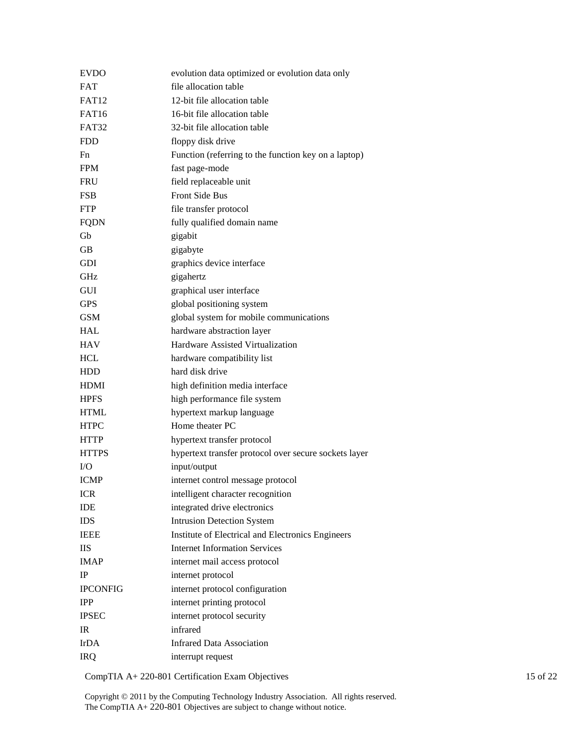| | |
|---|---|
| EVDO | evolution data optimized or evolution data only |
| FAT | file allocation table |
| FAT12 | 12-bit file allocation table |
| FAT16 | 16-bit file allocation table |
| FAT32 | 32-bit file allocation table |
| FDD | floppy disk drive |
| Fn | Function (referring to the function key on a laptop) |
| FPM | fast page-mode |
| FRU | field replaceable unit |
| FSB | Front Side Bus |
| FTP | file transfer protocol |
| FQDN | fully qualified domain name |
| Gb | gigabit |
| GB | gigabyte |
| GDI | graphics device interface |
| GHz | gigahertz |
| GUI | graphical user interface |
| GPS | global positioning system |
| GSM | global system for mobile communications |
| HAL | hardware abstraction layer |
| HAV | Hardware Assisted Virtualization |
| HCL | hardware compatibility list |
| HDD | hard disk drive |
| HDMI | high definition media interface |
| HPFS | high performance file system |
| HTML | hypertext markup language |
| HTPC | Home theater PC |
| HTTP | hypertext transfer protocol |
| HTTPS | hypertext transfer protocol over secure sockets layer |
| I/O | input/output |
| ICMP | internet control message protocol |
| ICR | intelligent character recognition |
| IDE | integrated drive electronics |
| IDS | Intrusion Detection System |
| IEEE | Institute of Electrical and Electronics Engineers |
| IIS | Internet Information Services |
| IMAP | internet mail access protocol |
| IP | internet protocol |
| IPCONFIG | internet protocol configuration |
| IPP | internet printing protocol |
| IPSEC | internet protocol security |
| IR | infrared |
| IrDA | Infrared Data Association |
| IRQ | interrupt request |

Copyright © 2011 by the Computing Technology Industry Association. All rights reserved.
The CompTIA A+ 220-801 Objectives are subject to change without notice.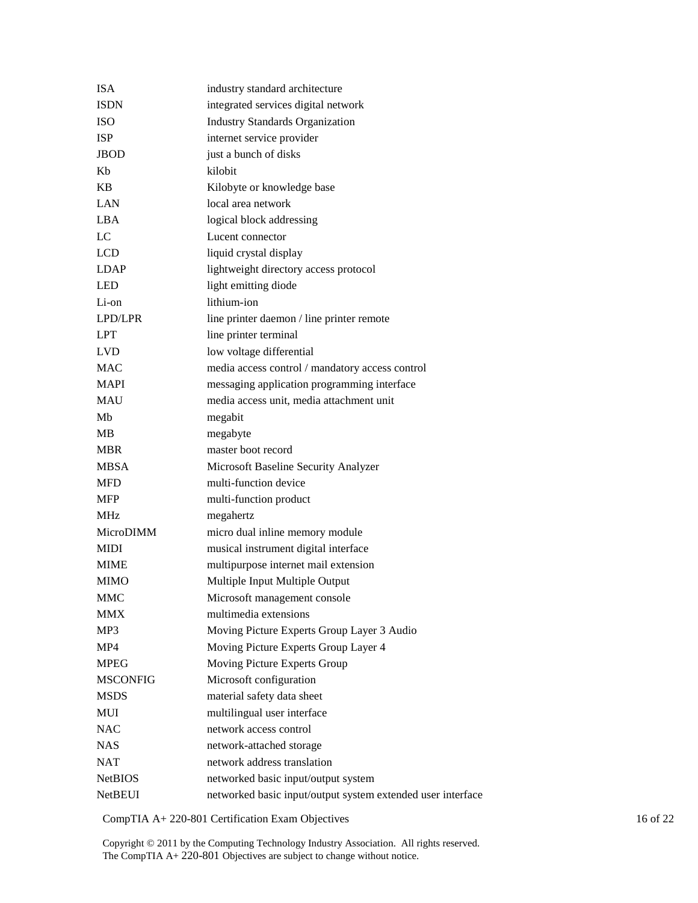| | |
|---|---|
| ISA | industry standard architecture |
| ISDN | integrated services digital network |
| ISO | Industry Standards Organization |
| ISP | internet service provider |
| JBOD | just a bunch of disks |
| Kb | kilobit |
| KB | Kilobyte or knowledge base |
| LAN | local area network |
| LBA | logical block addressing |
| LC | Lucent connector |
| LCD | liquid crystal display |
| LDAP | lightweight directory access protocol |
| LED | light emitting diode |
| Li-on | lithium-ion |
| LPD/LPR | line printer daemon / line printer remote |
| LPT | line printer terminal |
| LVD | low voltage differential |
| MAC | media access control / mandatory access control |
| MAPI | messaging application programming interface |
| MAU | media access unit, media attachment unit |
| Mb | megabit |
| MB | megabyte |
| MBR | master boot record |
| MBSA | Microsoft Baseline Security Analyzer |
| MFD | multi-function device |
| MFP | multi-function product |
| MHz | megahertz |
| MicroDIMM | micro dual inline memory module |
| MIDI | musical instrument digital interface |
| MIME | multipurpose internet mail extension |
| MIMO | Multiple Input Multiple Output |
| MMC | Microsoft management console |
| MMX | multimedia extensions |
| MP3 | Moving Picture Experts Group Layer 3 Audio |
| MP4 | Moving Picture Experts Group Layer 4 |
| MPEG | Moving Picture Experts Group |
| MSCONFIG | Microsoft configuration |
| MSDS | material safety data sheet |
| MUI | multilingual user interface |
| NAC | network access control |
| NAS | network-attached storage |
| NAT | network address translation |
| NetBIOS | networked basic input/output system |
| NetBEUI | networked basic input/output system extended user interface |

Copyright © 2011 by the Computing Technology Industry Association. All rights reserved.
The CompTIA A+ 220-801 Objectives are subject to change without notice.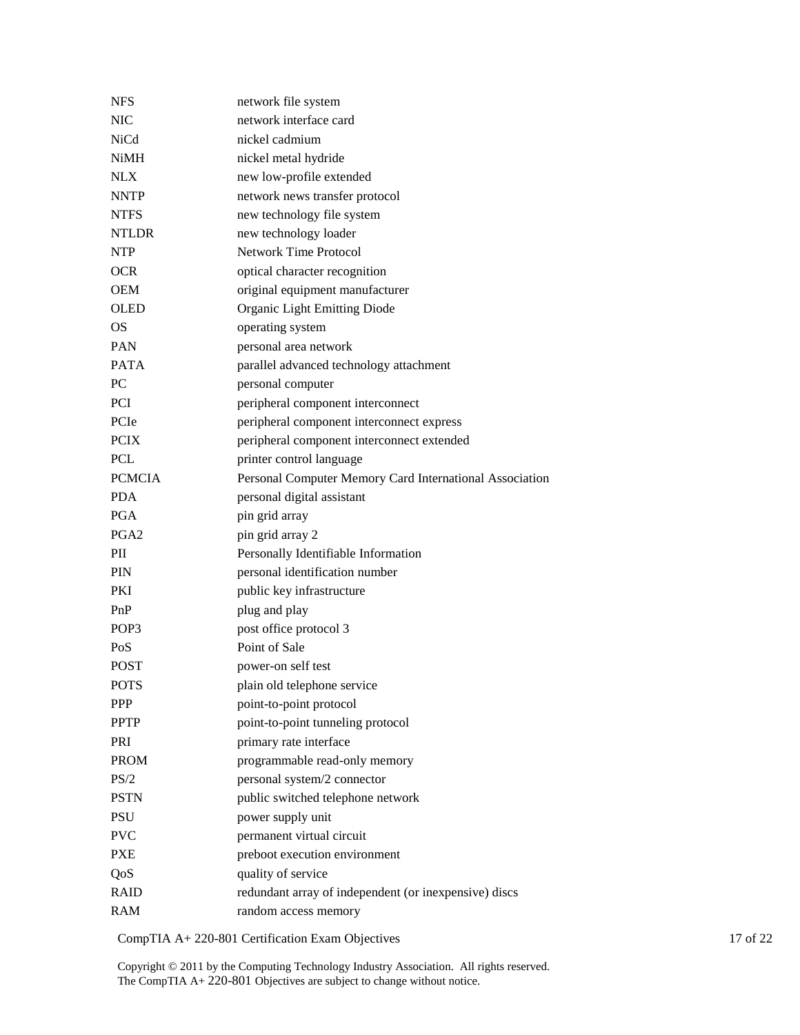| | |
|---|---|
| NFS | network file system |
| NIC | network interface card |
| NiCd | nickel cadmium |
| NiMH | nickel metal hydride |
| NLX | new low-profile extended |
| NNTP | network news transfer protocol |
| NTFS | new technology file system |
| NTLDR | new technology loader |
| NTP | Network Time Protocol |
| OCR | optical character recognition |
| OEM | original equipment manufacturer |
| OLED | Organic Light Emitting Diode |
| OS | operating system |
| PAN | personal area network |
| PATA | parallel advanced technology attachment |
| PC | personal computer |
| PCI | peripheral component interconnect |
| PCIe | peripheral component interconnect express |
| PCIX | peripheral component interconnect extended |
| PCL | printer control language |
| PCMCIA | Personal Computer Memory Card International Association |
| PDA | personal digital assistant |
| PGA | pin grid array |
| PGA2 | pin grid array 2 |
| PII | Personally Identifiable Information |
| PIN | personal identification number |
| PKI | public key infrastructure |
| PnP | plug and play |
| POP3 | post office protocol 3 |
| PoS | Point of Sale |
| POST | power-on self test |
| POTS | plain old telephone service |
| PPP | point-to-point protocol |
| PPTP | point-to-point tunneling protocol |
| PRI | primary rate interface |
| PROM | programmable read-only memory |
| PS/2 | personal system/2 connector |
| PSTN | public switched telephone network |
| PSU | power supply unit |
| PVC | permanent virtual circuit |
| PXE | preboot execution environment |
| QoS | quality of service |
| RAID | redundant array of independent (or inexpensive) discs |
| RAM | random access memory |

Copyright © 2011 by the Computing Technology Industry Association. All rights reserved.
The CompTIA A+ 220-801 Objectives are subject to change without notice.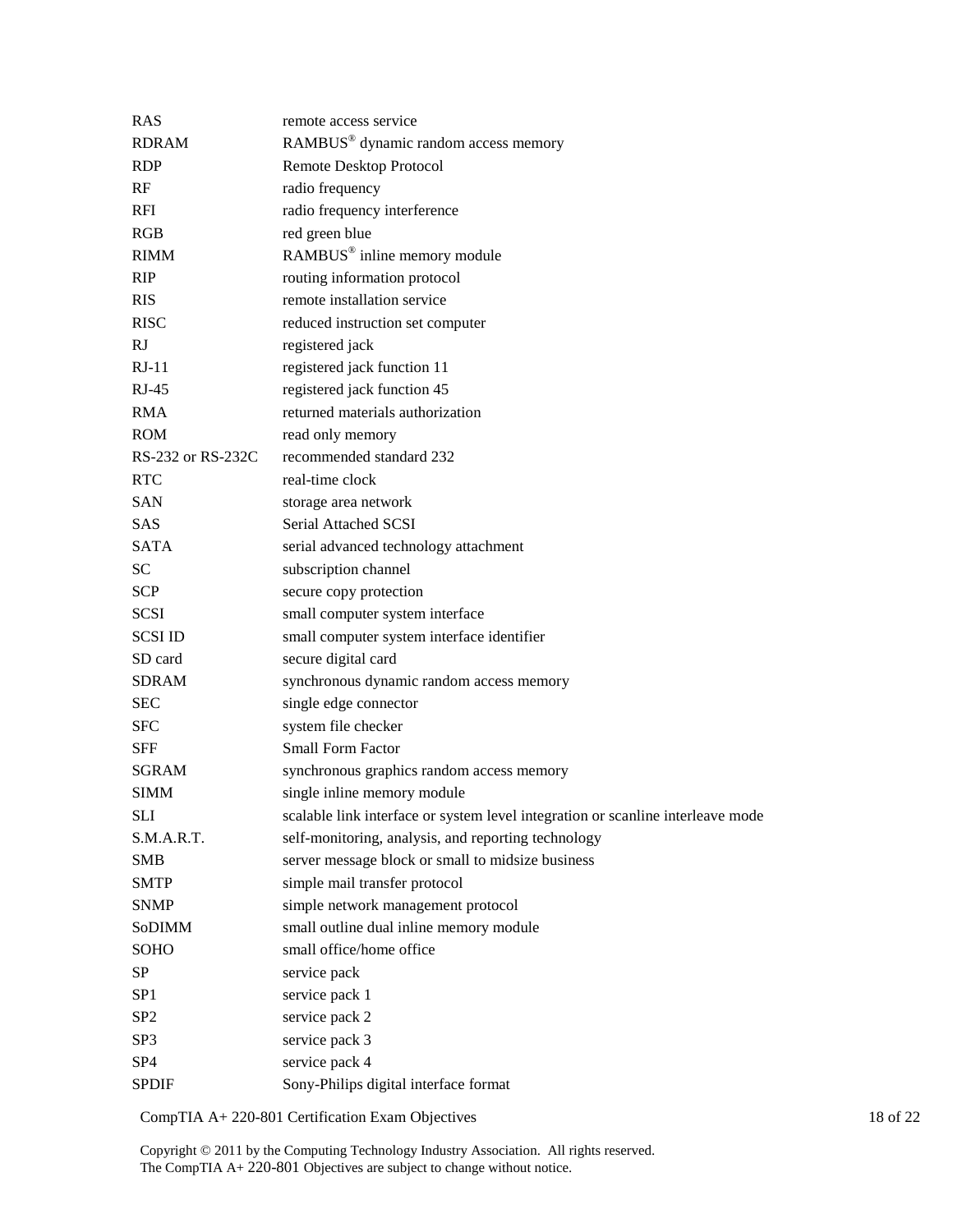| | |
|---|---|
| RAS | remote access service |
| RDRAM | RAMBUS® dynamic random access memory |
| RDP | Remote Desktop Protocol |
| RF | radio frequency |
| RFI | radio frequency interference |
| RGB | red green blue |
| RIMM | RAMBUS® inline memory module |
| RIP | routing information protocol |
| RIS | remote installation service |
| RISC | reduced instruction set computer |
| RJ | registered jack |
| RJ-11 | registered jack function 11 |
| RJ-45 | registered jack function 45 |
| RMA | returned materials authorization |
| ROM | read only memory |
| RS-232 or RS-232C | recommended standard 232 |
| RTC | real-time clock |
| SAN | storage area network |
| SAS | Serial Attached SCSI |
| SATA | serial advanced technology attachment |
| SC | subscription channel |
| SCP | secure copy protection |
| SCSI | small computer system interface |
| SCSI ID | small computer system interface identifier |
| SD card | secure digital card |
| SDRAM | synchronous dynamic random access memory |
| SEC | single edge connector |
| SFC | system file checker |
| SFF | Small Form Factor |
| SGRAM | synchronous graphics random access memory |
| SIMM | single inline memory module |
| SLI | scalable link interface or system level integration or scanline interleave mode |
| S.M.A.R.T. | self-monitoring, analysis, and reporting technology |
| SMB | server message block or small to midsize business |
| SMTP | simple mail transfer protocol |
| SNMP | simple network management protocol |
| SoDIMM | small outline dual inline memory module |
| SOHO | small office/home office |
| SP | service pack |
| SP1 | service pack 1 |
| SP2 | service pack 2 |
| SP3 | service pack 3 |
| SP4 | service pack 4 |
| SPDIF | Sony-Philips digital interface format |

Copyright © 2011 by the Computing Technology Industry Association. All rights reserved.
The CompTIA A+ 220-801 Objectives are subject to change without notice.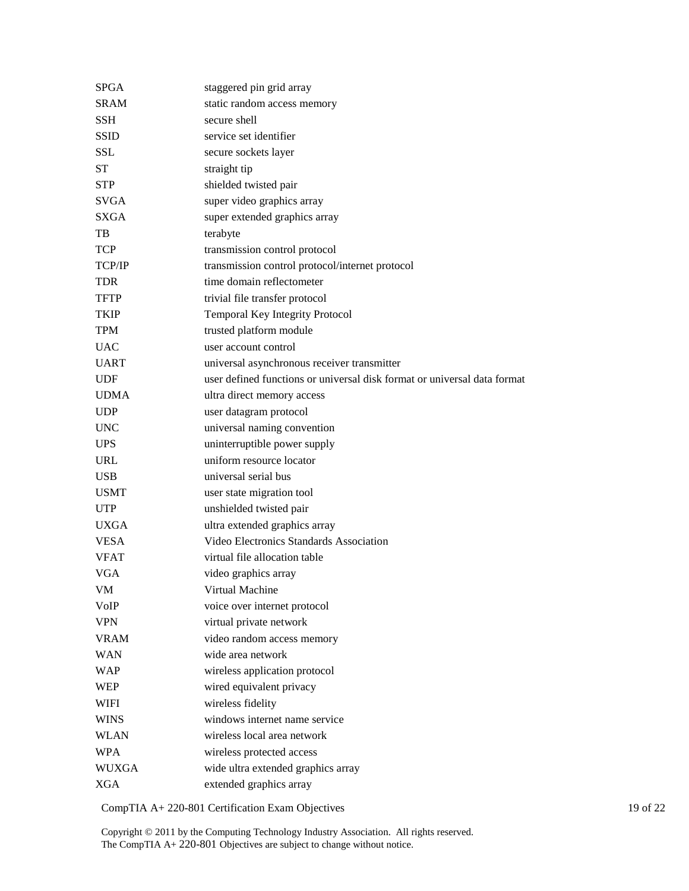| | |
|---|---|
| SPGA | staggered pin grid array |
| SRAM | static random access memory |
| SSH | secure shell |
| SSID | service set identifier |
| SSL | secure sockets layer |
| ST | straight tip |
| STP | shielded twisted pair |
| SVGA | super video graphics array |
| SXGA | super extended graphics array |
| TB | terabyte |
| TCP | transmission control protocol |
| TCP/IP | transmission control protocol/internet protocol |
| TDR | time domain reflectometer |
| TFTP | trivial file transfer protocol |
| TKIP | Temporal Key Integrity Protocol |
| TPM | trusted platform module |
| UAC | user account control |
| UART | universal asynchronous receiver transmitter |
| UDF | user defined functions or universal disk format or universal data format |
| UDMA | ultra direct memory access |
| UDP | user datagram protocol |
| UNC | universal naming convention |
| UPS | uninterruptible power supply |
| URL | uniform resource locator |
| USB | universal serial bus |
| USMT | user state migration tool |
| UTP | unshielded twisted pair |
| UXGA | ultra extended graphics array |
| VESA | Video Electronics Standards Association |
| VFAT | virtual file allocation table |
| VGA | video graphics array |
| VM | Virtual Machine |
| VoIP | voice over internet protocol |
| VPN | virtual private network |
| VRAM | video random access memory |
| WAN | wide area network |
| WAP | wireless application protocol |
| WEP | wired equivalent privacy |
| WIFI | wireless fidelity |
| WINS | windows internet name service |
| WLAN | wireless local area network |
| WPA | wireless protected access |
| WUXGA | wide ultra extended graphics array |
| XGA | extended graphics array |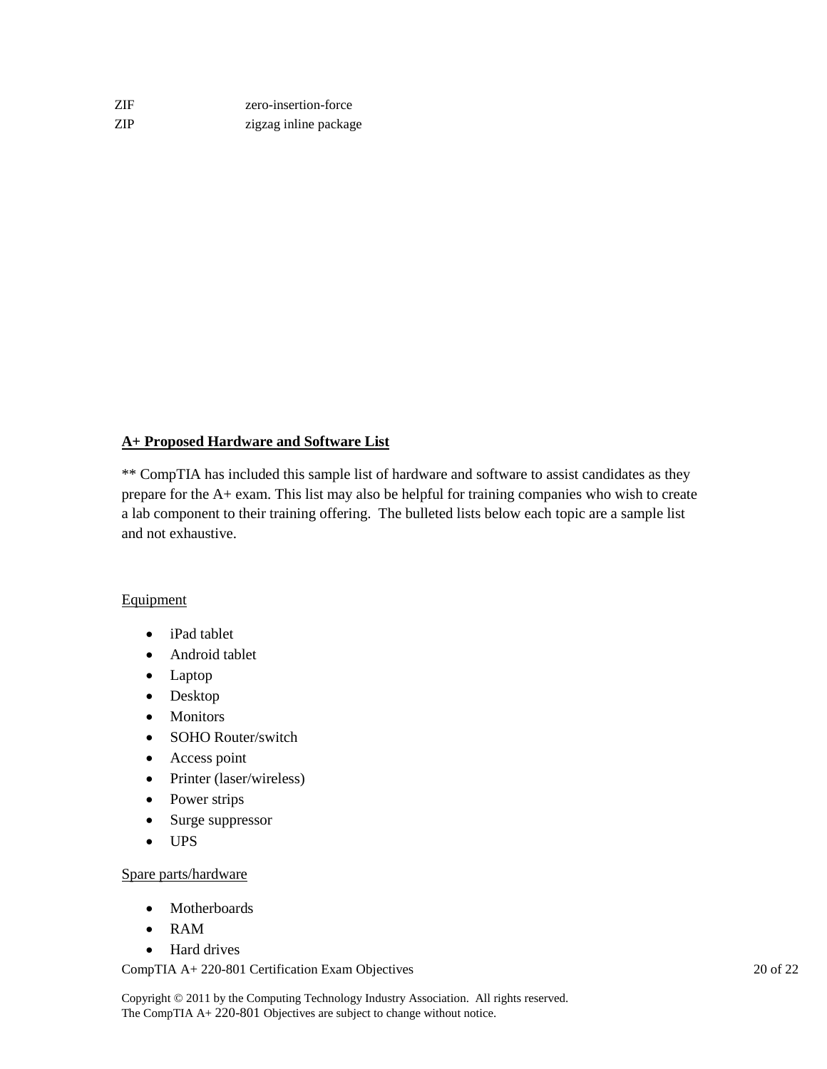| | |
|---|---|
| ZIF | zero-insertion-force |
| ZIP | zigzag inline package |

**A+ Proposed Hardware and Software List**

** CompTIA has included this sample list of hardware and software to assist candidates as they prepare for the A+ exam. This list may also be helpful for training companies who wish to create a lab component to their training offering. The bulleted lists below each topic are a sample list and not exhaustive.

Equipment

- iPad tablet
- Android tablet
- Laptop
- Desktop
- Monitors
- SOHO Router/switch
- Access point
- Printer (laser/wireless)
- Power strips
- Surge suppressor
- UPS

Spare parts/hardware

- Motherboards
- RAM
- Hard drives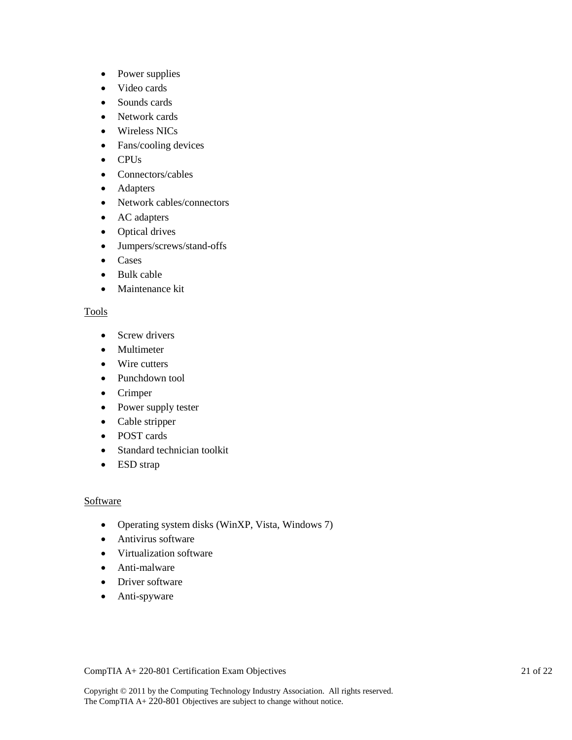- Power supplies
- Video cards
- Sounds cards
- Network cards
- Wireless NICs
- Fans/cooling devices
- CPUs
- Connectors/cables
- Adapters
- Network cables/connectors
- AC adapters
- Optical drives
- Jumpers/screws/stand-offs
- Cases
- Bulk cable
- Maintenance kit

<u>Tools</u>

- Screw drivers
- Multimeter
- Wire cutters
- Punchdown tool
- Crimper
- Power supply tester
- Cable stripper
- POST cards
- Standard technician toolkit
- ESD strap

<u>Software</u>

- Operating system disks (WinXP, Vista, Windows 7)
- Antivirus software
- Virtualization software
- Anti-malware
- Driver software
- Anti-spyware

Copyright © 2011 by the Computing Technology Industry Association. All rights reserved.
The CompTIA A+ 220-801 Objectives are subject to change without notice.